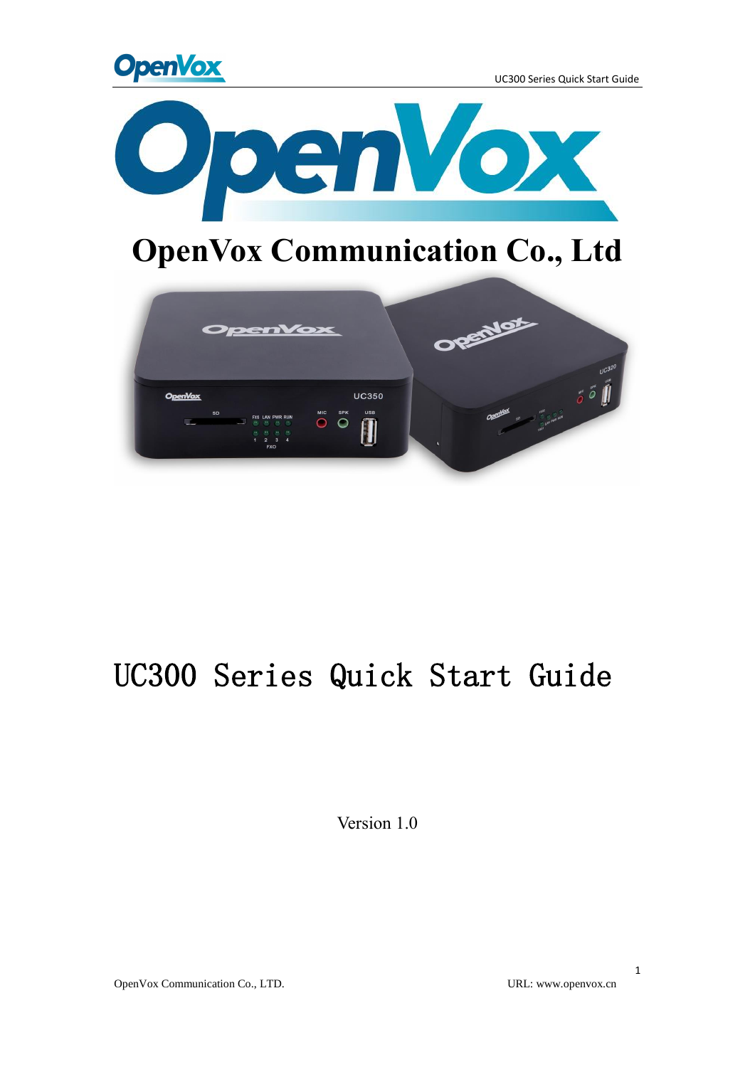# OpenVox Communication Co., Ltd

# UC300 Series Quick Start Guide

Version 1.0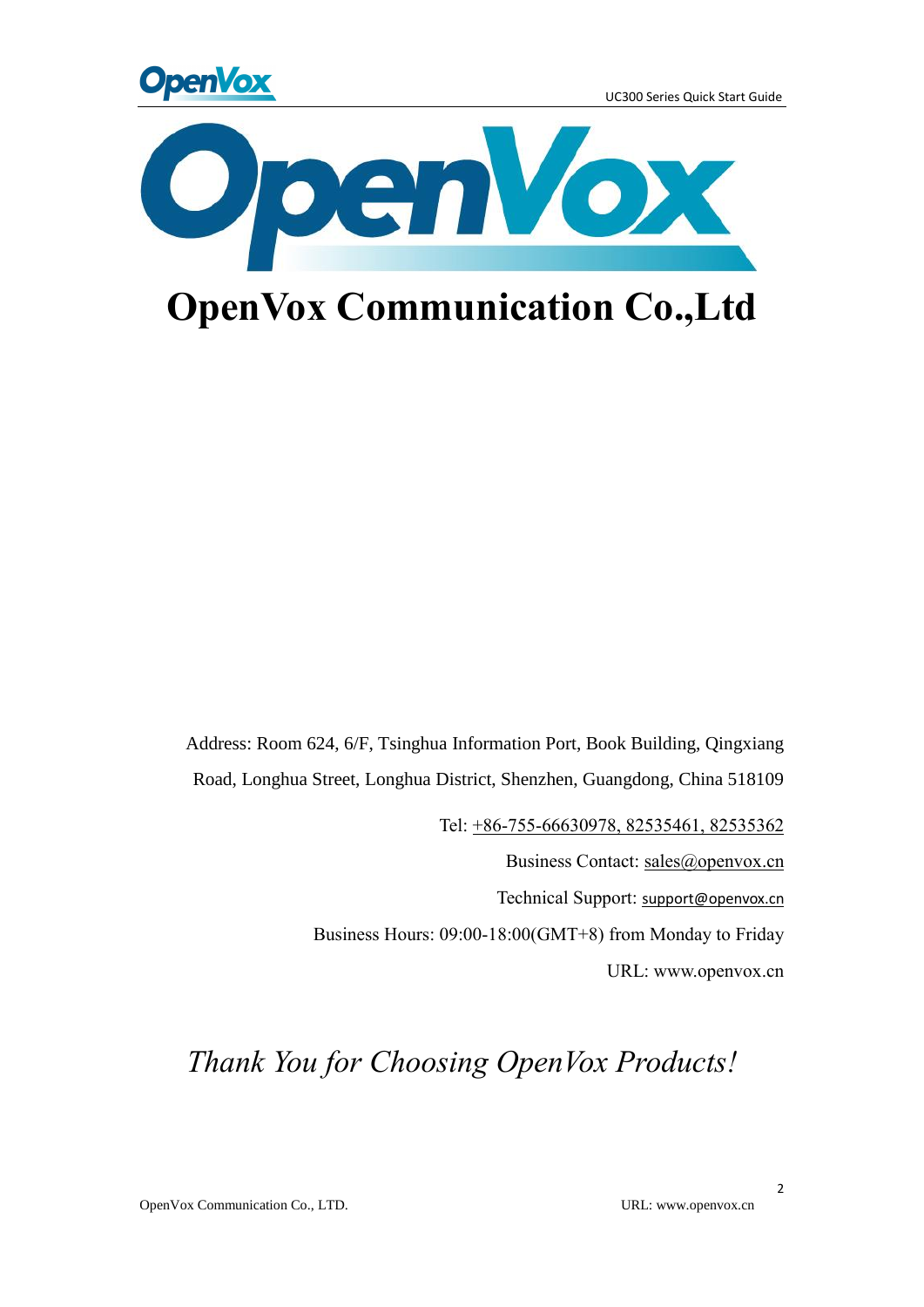# OpenVox Communication Co.,Ltd

Address: Room 624, 6/F, Tsinghua Information Port, Book Building, Qingxiang Road, Longhua Street, Longhua District, Shenzhen, Guangdong, China 518109

Tel: +86-755-66630978, 82535461, 82535362

Business Contact: sales@openvox.cn

Technical Support: support@openvox.cn

Business Hours: 09:00-18:00(GMT+8) from Monday to Friday

URL: www.openvox.cn

*Thank You for Choosing OpenVox Products!*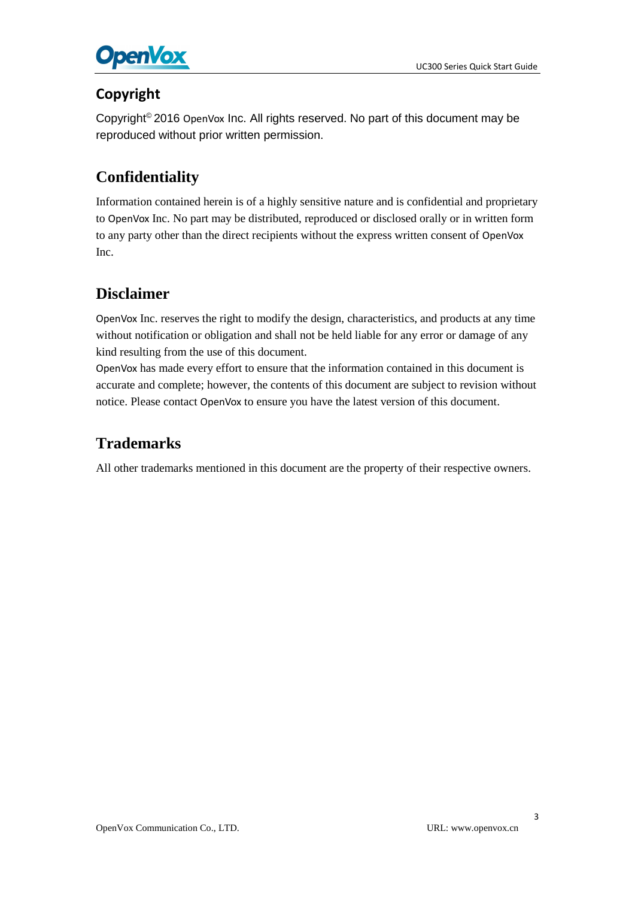## Copyright

Copyright© 2016 OpenVox Inc. All rights reserved. No part of this document may be reproduced without prior written permission.

## Confidentiality

Information contained herein is of a highly sensitive nature and is confidential and proprietary to OpenVox Inc. No part may be distributed, reproduced or disclosed orally or in written form to any party other than the direct recipients without the express written consent of OpenVox Inc.

## Disclaimer

OpenVox Inc. reserves the right to modify the design, characteristics, and products at any time without notification or obligation and shall not be held liable for any error or damage of any kind resulting from the use of this document.

OpenVox has made every effort to ensure that the information contained in this document is accurate and complete; however, the contents of this document are subject to revision without notice. Please contact OpenVox to ensure you have the latest version of this document.

## Trademarks

All other trademarks mentioned in this document are the property of their respective owners.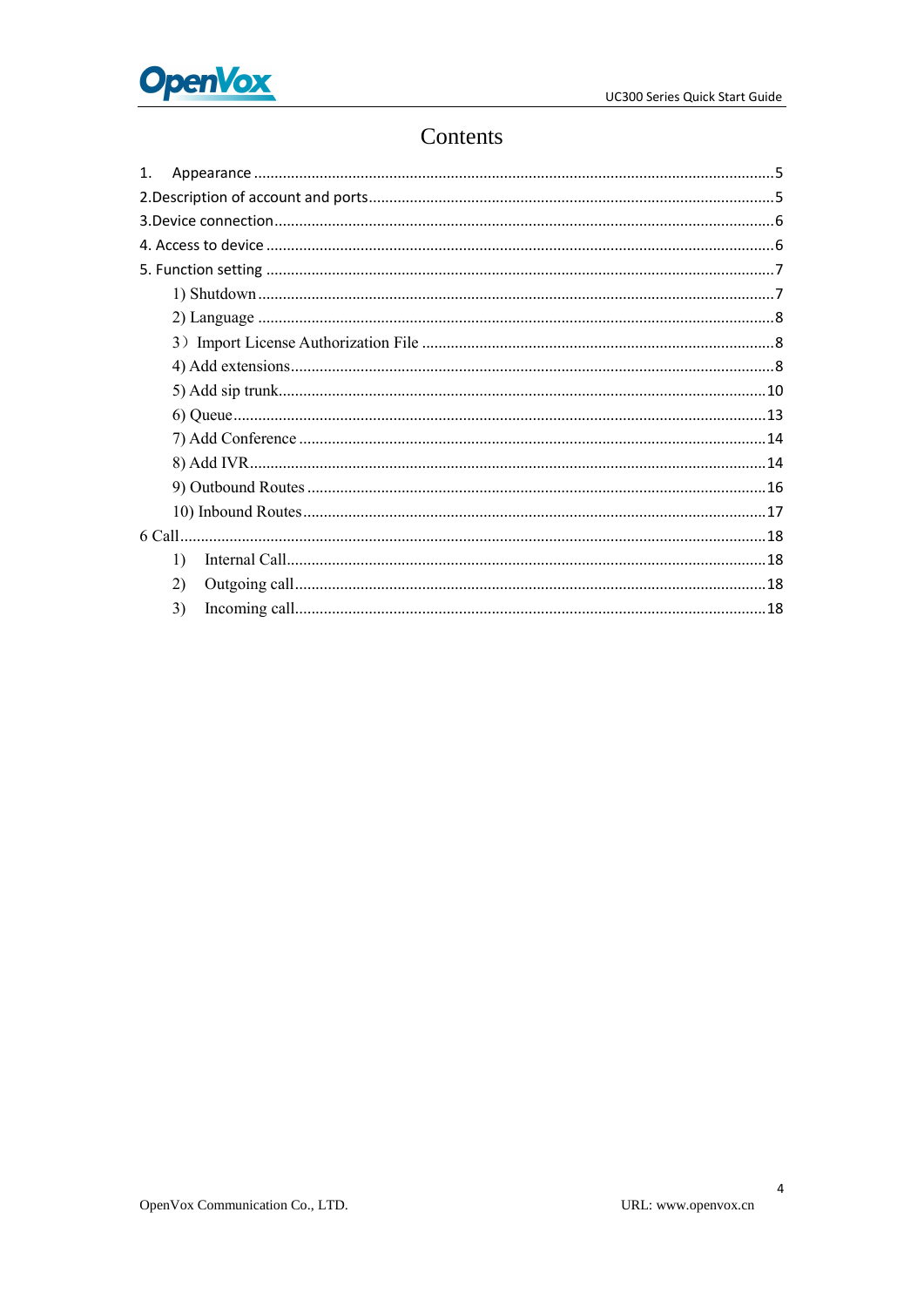# Contents

1. Appearance ..........5
2.Description of account and ports..........5
3.Device connection..........6
4. Access to device..........6
5. Function setting..........7
    1) Shutdown..........7
    2) Language..........8
    3）Import License Authorization File..........8
    4) Add extensions..........8
    5) Add sip trunk..........10
    6) Queue..........13
    7) Add Conference..........14
    8) Add IVR..........14
    9) Outbound Routes..........16
    10) Inbound Routes..........17
6 Call..........18
    1) Internal Call..........18
    2) Outgoing call..........18
    3) Incoming call..........18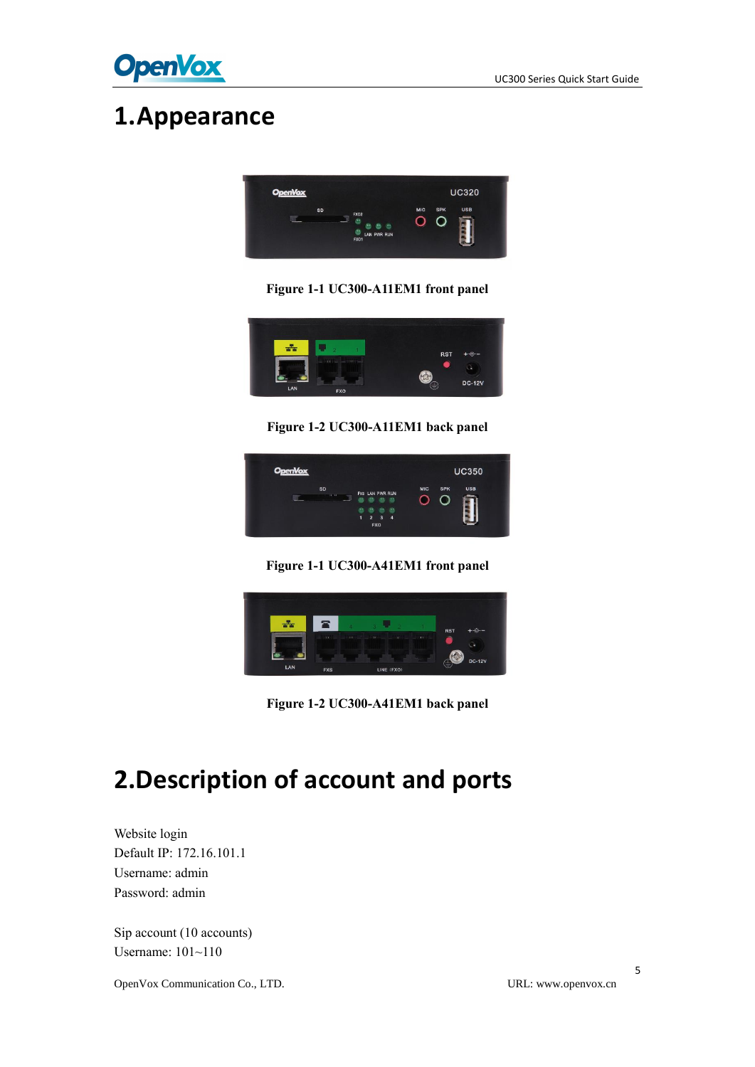# 1.Appearance

Figure 1-1 UC300-A11EM1 front panel

Figure 1-2 UC300-A11EM1 back panel

Figure 1-1 UC300-A41EM1 front panel

Figure 1-2 UC300-A41EM1 back panel

# 2.Description of account and ports

Website login
Default IP: 172.16.101.1
Username: admin
Password: admin

Sip account (10 accounts)
Username: 101~110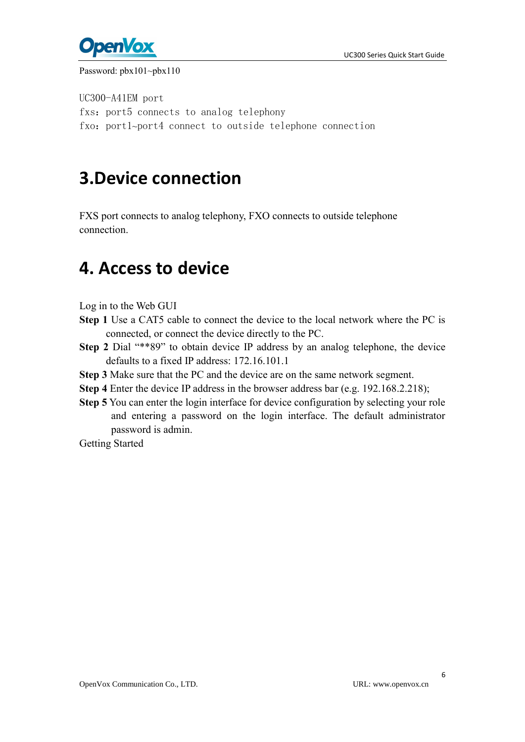Password: pbx101~pbx110

```
UC300-A41EM port
fxs: port5 connects to analog telephony
fxo: port1~port4 connect to outside telephone connection
```

# 3.Device connection

FXS port connects to analog telephony, FXO connects to outside telephone connection.

# 4. Access to device

Log in to the Web GUI

**Step 1** Use a CAT5 cable to connect the device to the local network where the PC is connected, or connect the device directly to the PC.

**Step 2** Dial "**89" to obtain device IP address by an analog telephone, the device defaults to a fixed IP address: 172.16.101.1

**Step 3** Make sure that the PC and the device are on the same network segment.

**Step 4** Enter the device IP address in the browser address bar (e.g. 192.168.2.218);

**Step 5** You can enter the login interface for device configuration by selecting your role and entering a password on the login interface. The default administrator password is admin.

Getting Started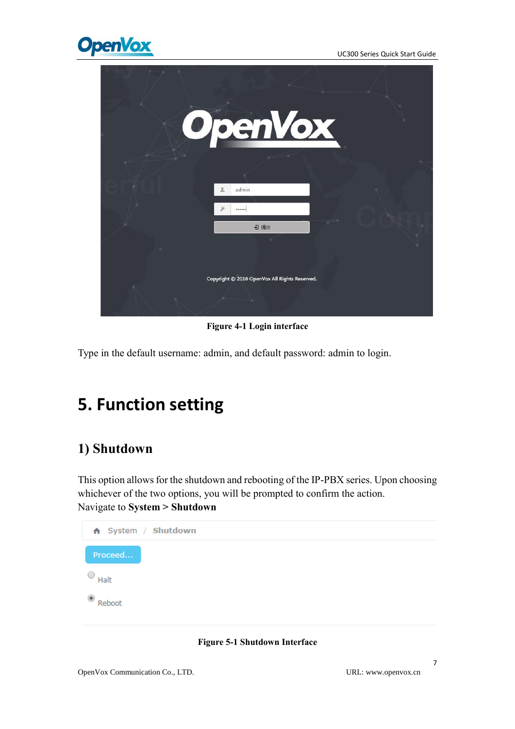Figure 4-1 Login interface

Type in the default username: admin, and default password: admin to login.

# 5. Function setting

## 1) Shutdown

This option allows for the shutdown and rebooting of the IP-PBX series. Upon choosing whichever of the two options, you will be prompted to confirm the action.
Navigate to **System > Shutdown**

Figure 5-1 Shutdown Interface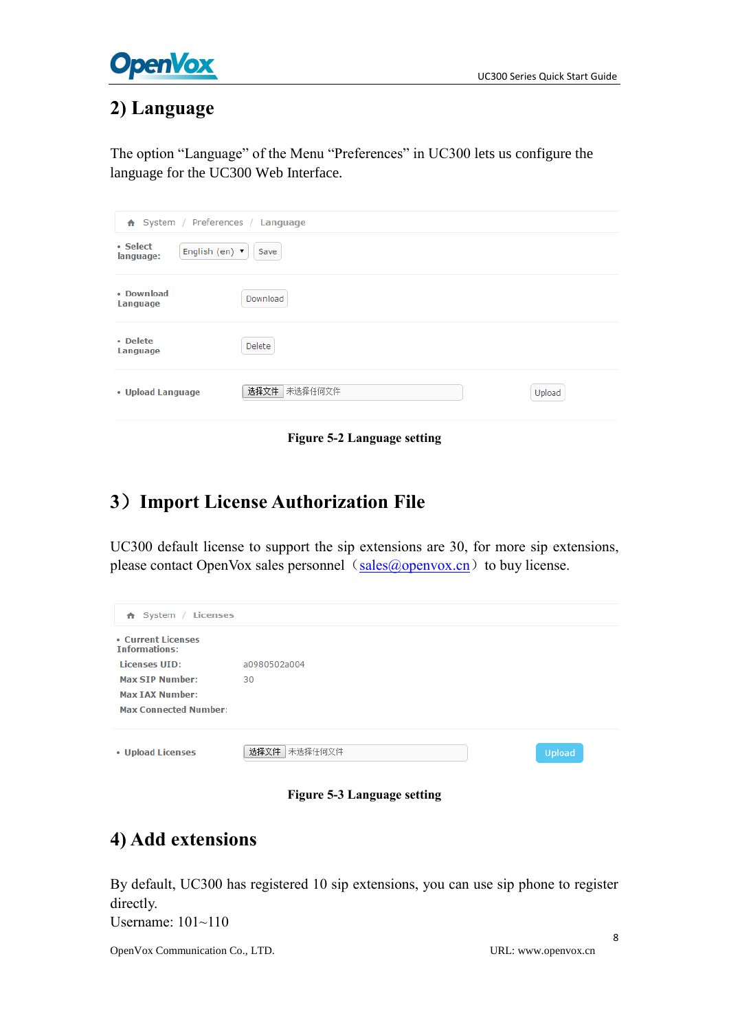## 2) Language

The option “Language” of the Menu “Preferences” in UC300 lets us configure the language for the UC300 Web Interface.

System / Preferences / Language

- Select language: English (en) Save
- Download Language Download
- Delete Language Delete
- Upload Language 选择文件 未选择任何文件 Upload

**Figure 5-2 Language setting**

## 3）Import License Authorization File

UC300 default license to support the sip extensions are 30, for more sip extensions, please contact OpenVox sales personnel（sales@openvox.cn）to buy license.

System / Licenses

- Current Licenses Informations:

| | |
|---|---|
| Licenses UID: | a0980502a004 |
| Max SIP Number: | 30 |
| Max IAX Number: | |
| Max Connected Number: | |

- Upload Licenses 选择文件 未选择任何文件 Upload

**Figure 5-3 Language setting**

## 4) Add extensions

By default, UC300 has registered 10 sip extensions, you can use sip phone to register directly.

Username: 101~110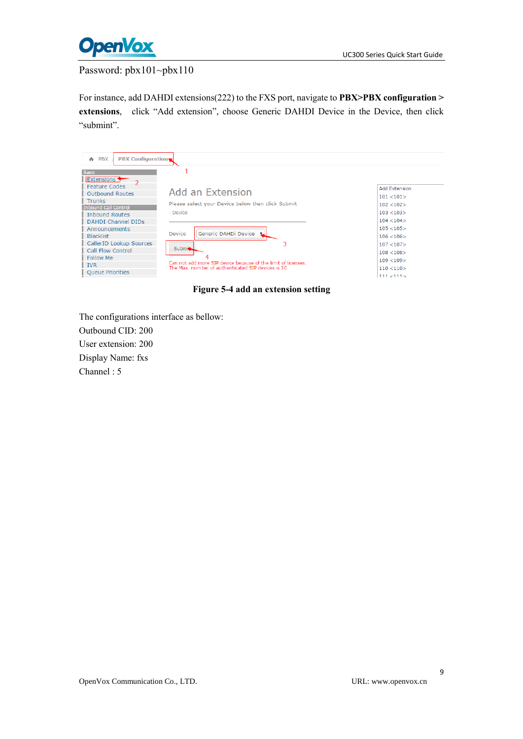Password: pbx101~pbx110

For instance, add DAHDI extensions(222) to the FXS port, navigate to **PBX>PBX configuration > extensions**, click “Add extension”, choose Generic DAHDI Device in the Device, then click “submint”.

**Figure 5-4 add an extension setting**

The configurations interface as bellow:

Outbound CID: 200

User extension: 200

Display Name: fxs

Channel : 5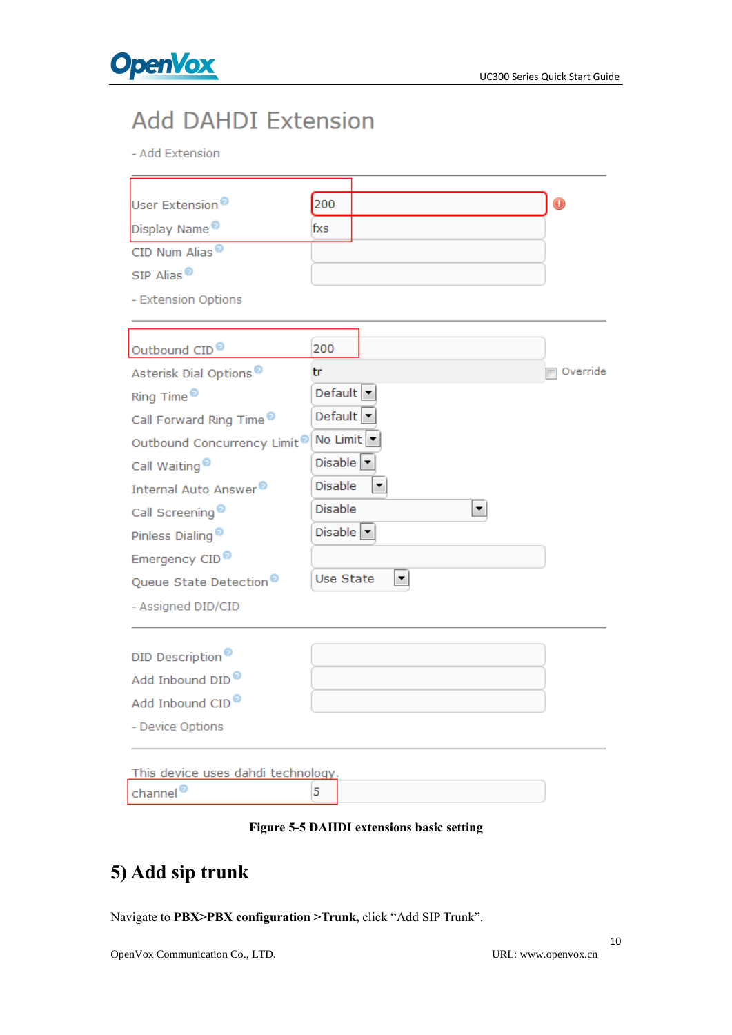# Add DAHDI Extension

- Add Extension

| | |
|---|---|
| User Extension | 200 |
| Display Name | fxs |
| CID Num Alias | |
| SIP Alias | |

- Extension Options

| | |
|---|---|
| Outbound CID | 200 |
| Asterisk Dial Options | tr (Override) |
| Ring Time | Default |
| Call Forward Ring Time | Default |
| Outbound Concurrency Limit | No Limit |
| Call Waiting | Disable |
| Internal Auto Answer | Disable |
| Call Screening | Disable |
| Pinless Dialing | Disable |
| Emergency CID | |
| Queue State Detection | Use State |

- Assigned DID/CID

| | |
|---|---|
| DID Description | |
| Add Inbound DID | |
| Add Inbound CID | |

- Device Options

This device uses dahdi technology.

| | |
|---|---|
| channel | 5 |

**Figure 5-5 DAHDI extensions basic setting**

## 5) Add sip trunk

Navigate to **PBX>PBX configuration >Trunk,** click "Add SIP Trunk".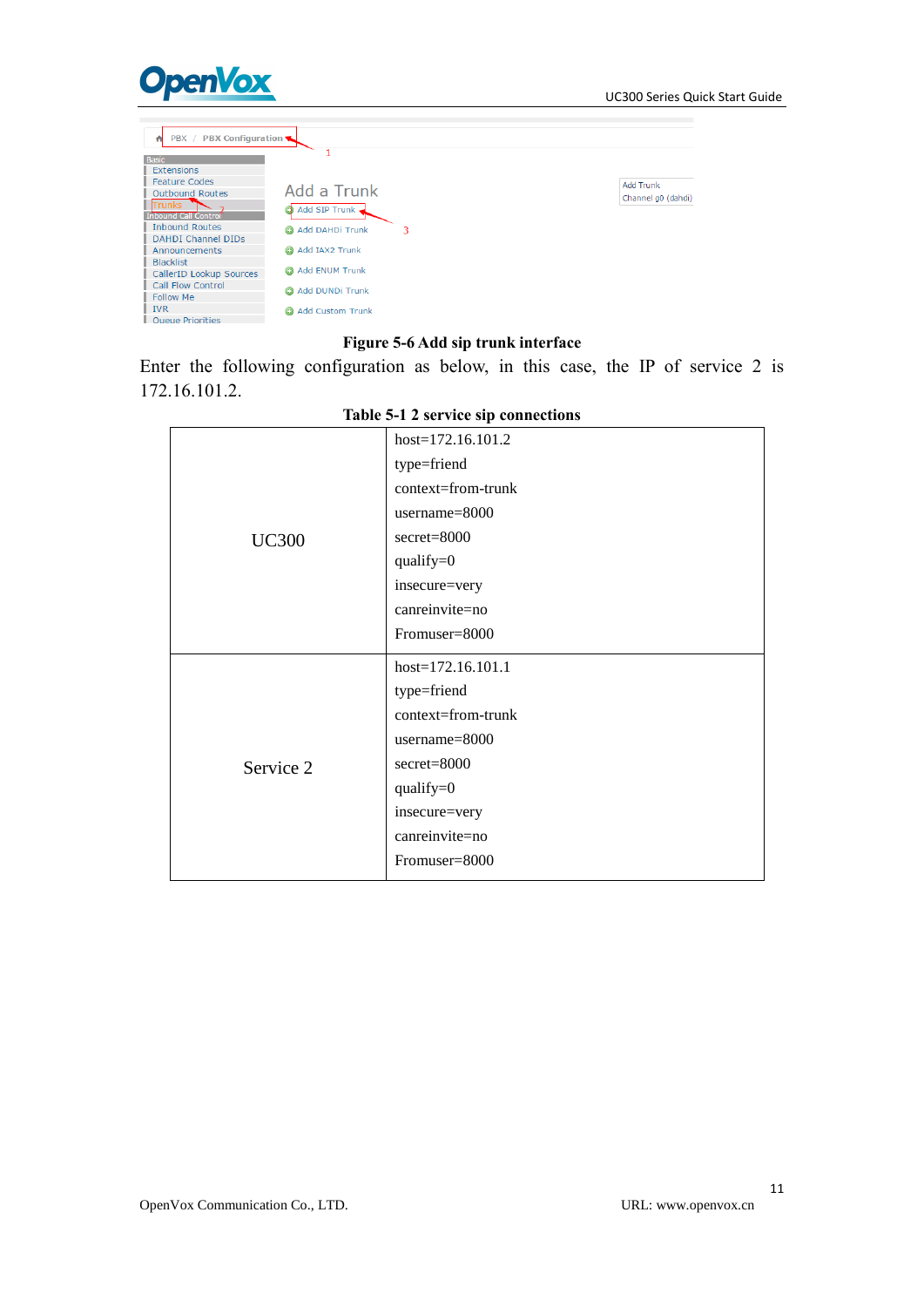**Figure 5-6 Add sip trunk interface**

Enter the following configuration as below, in this case, the IP of service 2 is 172.16.101.2.

**Table 5-1 2 service sip connections**

| | |
|---|---|
| UC300 | host=172.16.101.2<br>type=friend<br>context=from-trunk<br>username=8000<br>secret=8000<br>qualify=0<br>insecure=very<br>canreinvite=no<br>Fromuser=8000 |
| Service 2 | host=172.16.101.1<br>type=friend<br>context=from-trunk<br>username=8000<br>secret=8000<br>qualify=0<br>insecure=very<br>canreinvite=no<br>Fromuser=8000 |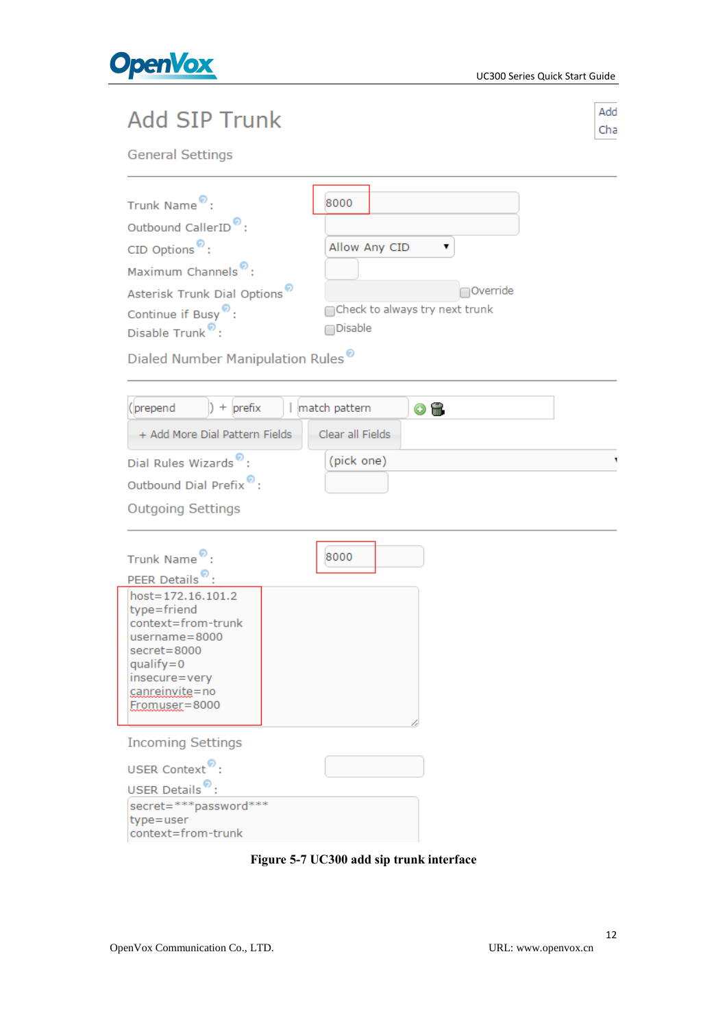# Add SIP Trunk

General Settings

Trunk Name: 8000

Outbound CallerID:

CID Options: Allow Any CID

Maximum Channels:

Asterisk Trunk Dial Options: Override

Continue if Busy: Check to always try next trunk

Disable Trunk: Disable

Dialed Number Manipulation Rules

(prepend ) + prefix | match pattern

+ Add More Dial Pattern Fields    Clear all Fields

Dial Rules Wizards: (pick one)

Outbound Dial Prefix:

Outgoing Settings

Trunk Name: 8000

PEER Details:

```
host=172.16.101.2
type=friend
context=from-trunk
username=8000
secret=8000
qualify=0
insecure=very
canreinvite=no
Fromuser=8000
```

Incoming Settings

USER Context:

USER Details:

```
secret=***password***
type=user
context=from-trunk
```

**Figure 5-7 UC300 add sip trunk interface**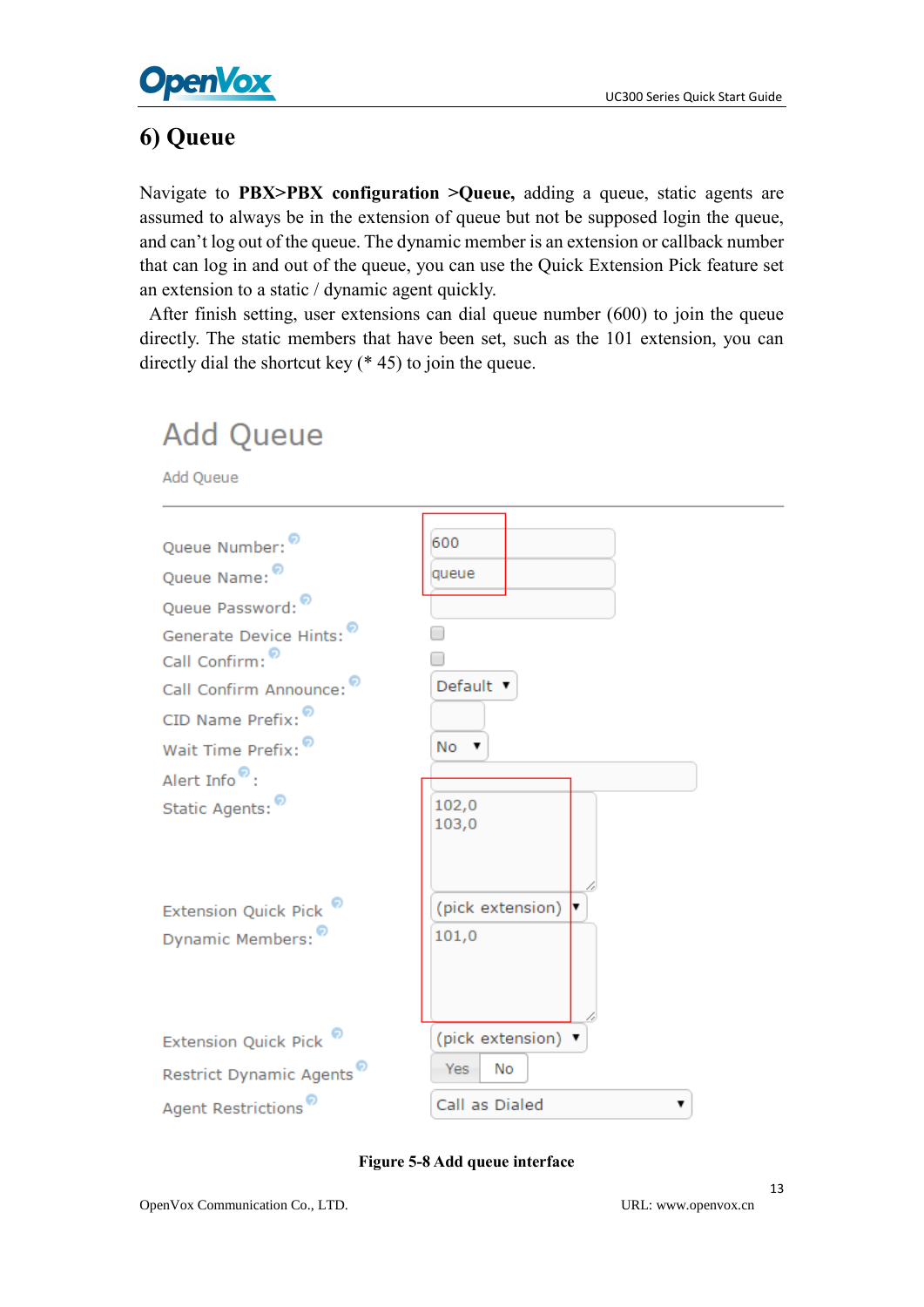## 6) Queue

Navigate to **PBX>PBX configuration >Queue,** adding a queue, static agents are assumed to always be in the extension of queue but not be supposed login the queue, and can't log out of the queue. The dynamic member is an extension or callback number that can log in and out of the queue, you can use the Quick Extension Pick feature set an extension to a static / dynamic agent quickly.

After finish setting, user extensions can dial queue number (600) to join the queue directly. The static members that have been set, such as the 101 extension, you can directly dial the shortcut key (* 45) to join the queue.

Add Queue

Add Queue

| Field | Value |
|---|---|
| Queue Number: | 600 |
| Queue Name: | queue |
| Queue Password: | |
| Generate Device Hints: | ☐ |
| Call Confirm: | ☐ |
| Call Confirm Announce: | Default |
| CID Name Prefix: | |
| Wait Time Prefix: | No |
| Alert Info: | |
| Static Agents: | 102,0<br>103,0 |
| Extension Quick Pick | (pick extension) |
| Dynamic Members: | 101,0 |
| Extension Quick Pick | (pick extension) |
| Restrict Dynamic Agents | Yes / No |
| Agent Restrictions | Call as Dialed |

**Figure 5-8 Add queue interface**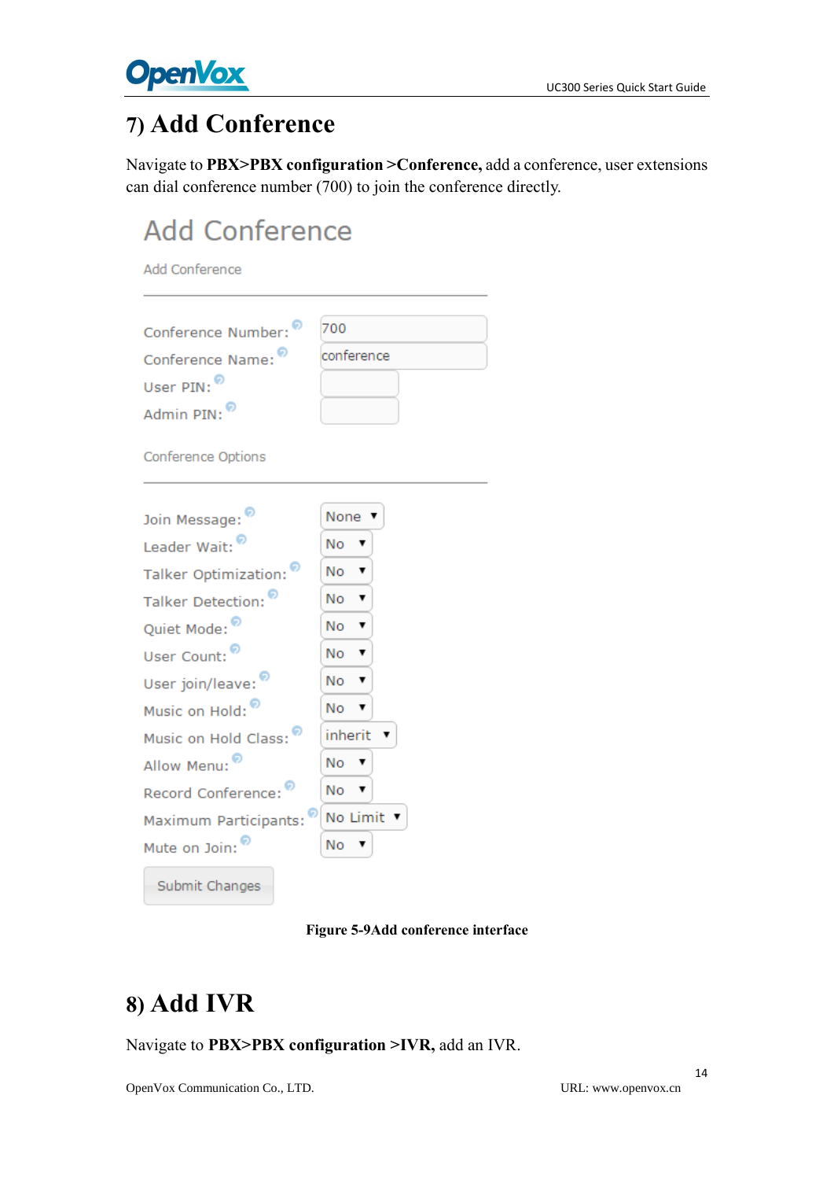# 7) Add Conference

Navigate to **PBX>PBX configuration >Conference,** add a conference, user extensions can dial conference number (700) to join the conference directly.

## Add Conference

Add Conference

| | |
|---|---|
| Conference Number: | 700 |
| Conference Name: | conference |
| User PIN: | |
| Admin PIN: | |

Conference Options

| | |
|---|---|
| Join Message: | None |
| Leader Wait: | No |
| Talker Optimization: | No |
| Talker Detection: | No |
| Quiet Mode: | No |
| User Count: | No |
| User join/leave: | No |
| Music on Hold: | No |
| Music on Hold Class: | inherit |
| Allow Menu: | No |
| Record Conference: | No |
| Maximum Participants: | No Limit |
| Mute on Join: | No |

Submit Changes

**Figure 5-9Add conference interface**

# 8) Add IVR

Navigate to **PBX>PBX configuration >IVR,** add an IVR.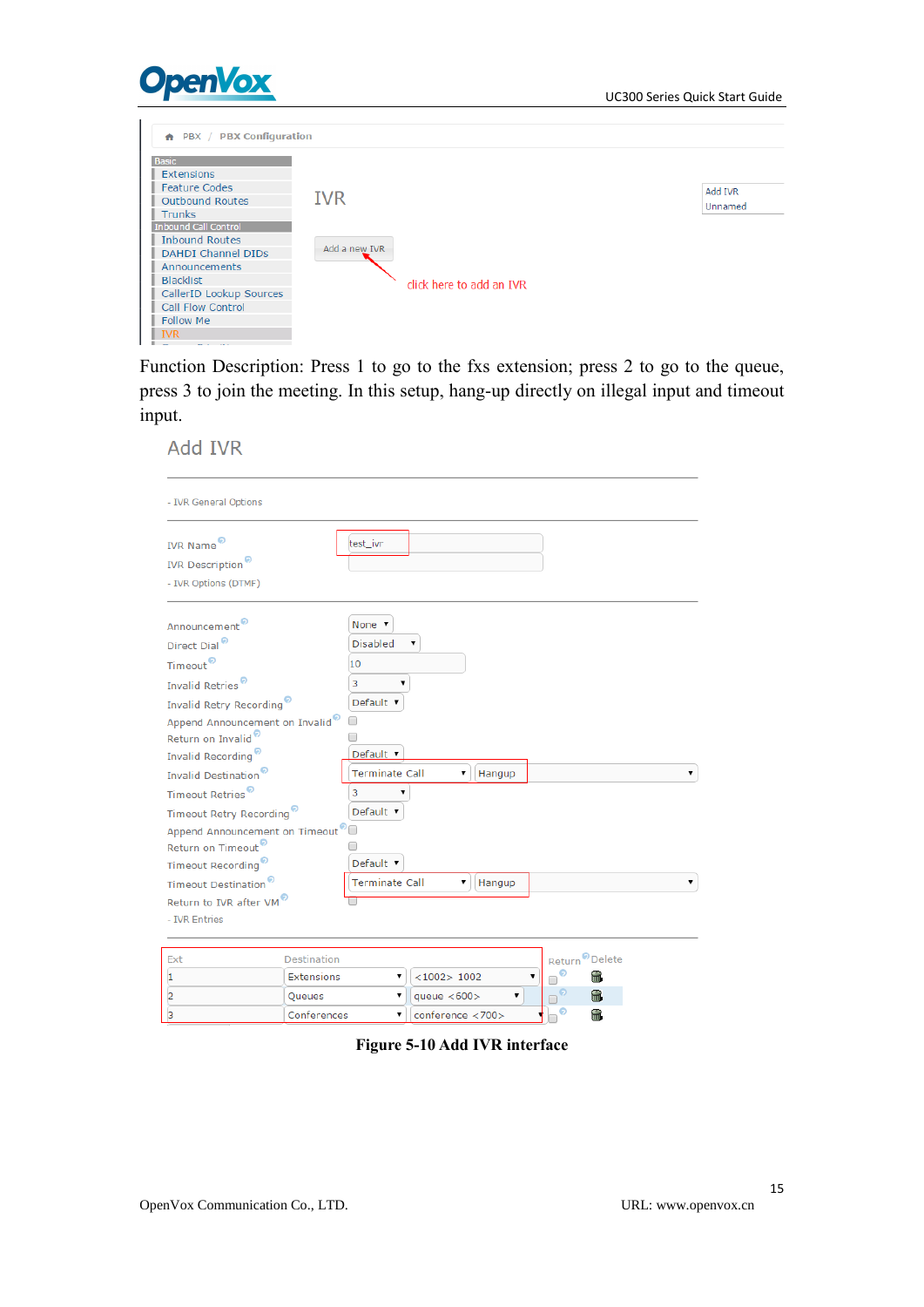Function Description: Press 1 to go to the fxs extension; press 2 to go to the queue, press 3 to join the meeting. In this setup, hang-up directly on illegal input and timeout input.

**Figure 5-10 Add IVR interface**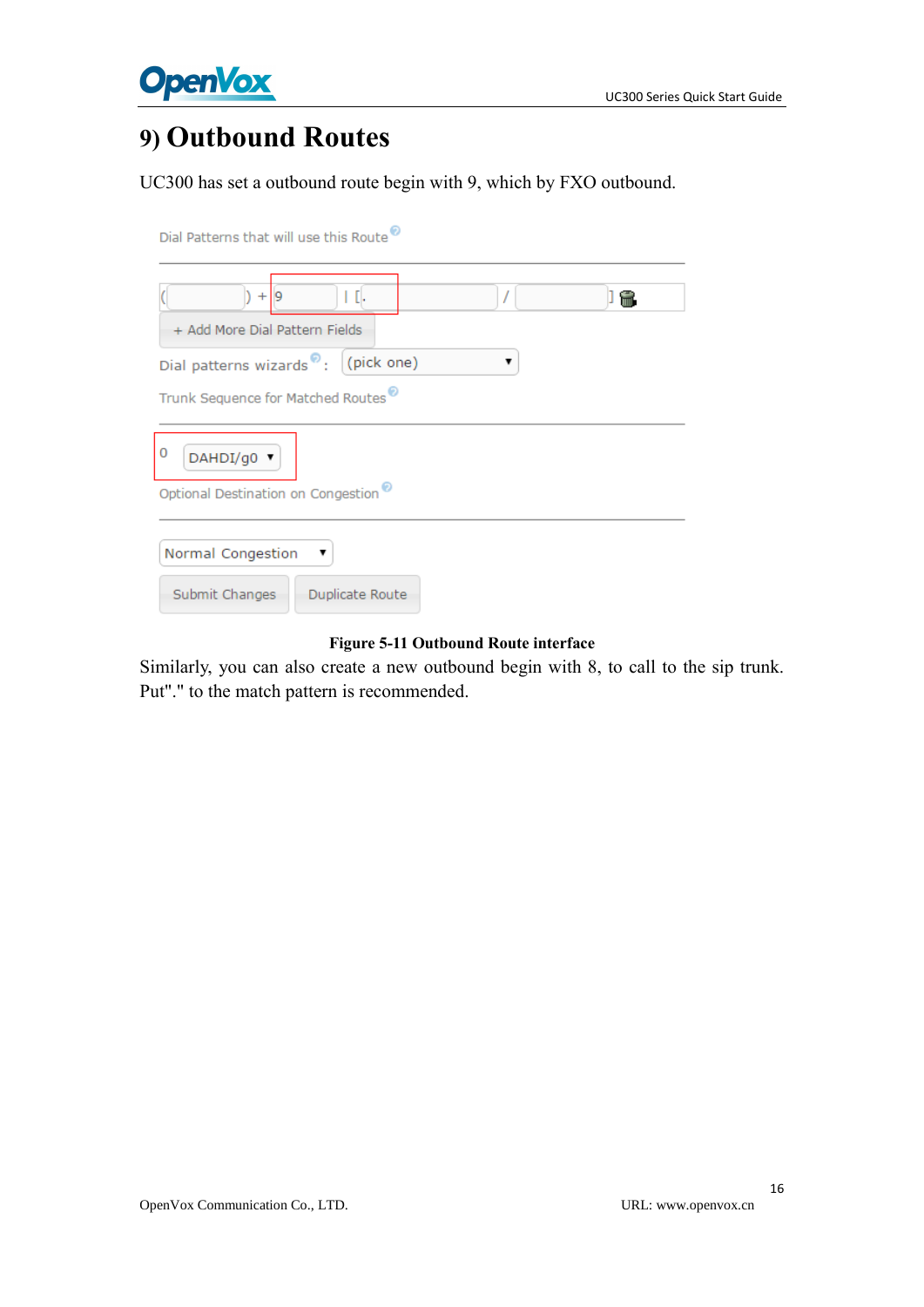# 9) Outbound Routes

UC300 has set a outbound route begin with 9, which by FXO outbound.

Dial Patterns that will use this Route

( ) + 9 | [. / ]

+ Add More Dial Pattern Fields

Dial patterns wizards : (pick one)

Trunk Sequence for Matched Routes

0 DAHDI/g0

Optional Destination on Congestion

Normal Congestion

Submit Changes Duplicate Route

**Figure 5-11 Outbound Route interface**

Similarly, you can also create a new outbound begin with 8, to call to the sip trunk. Put"." to the match pattern is recommended.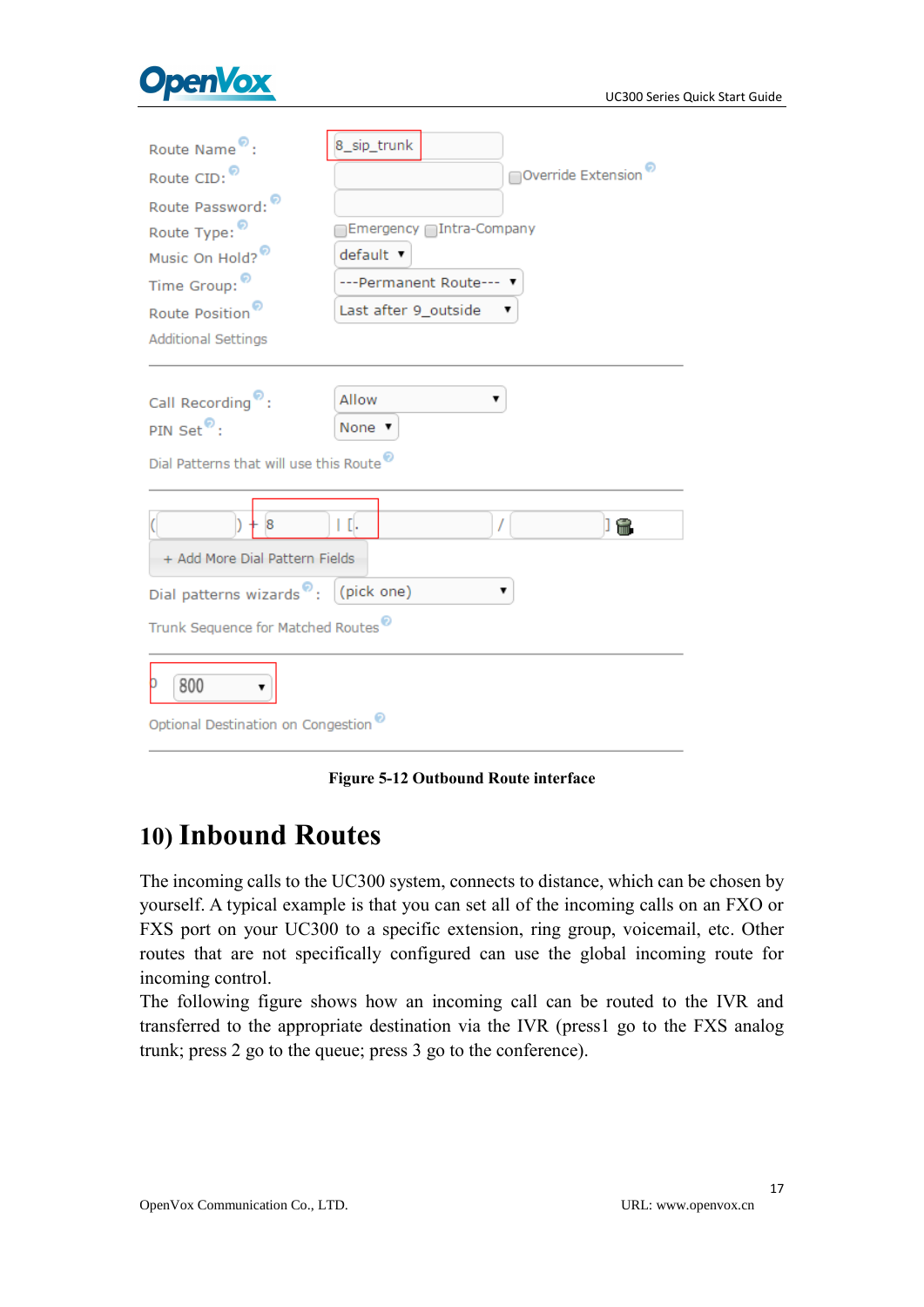| | |
|---|---|
| Route Name: | 8_sip_trunk |
| Route CID: | ☐ Override Extension |
| Route Password: | |
| Route Type: | ☐ Emergency ☐ Intra-Company |
| Music On Hold? | default |
| Time Group: | ---Permanent Route--- |
| Route Position | Last after 9_outside |
| Additional Settings | |
| Call Recording: | Allow |
| PIN Set: | None |

Dial Patterns that will use this Route

( ) + 8 | [. / ]

+ Add More Dial Pattern Fields

Dial patterns wizards: (pick one)

Trunk Sequence for Matched Routes

0 800

Optional Destination on Congestion

**Figure 5-12 Outbound Route interface**

## 10) Inbound Routes

The incoming calls to the UC300 system, connects to distance, which can be chosen by yourself. A typical example is that you can set all of the incoming calls on an FXO or FXS port on your UC300 to a specific extension, ring group, voicemail, etc. Other routes that are not specifically configured can use the global incoming route for incoming control.

The following figure shows how an incoming call can be routed to the IVR and transferred to the appropriate destination via the IVR (press1 go to the FXS analog trunk; press 2 go to the queue; press 3 go to the conference).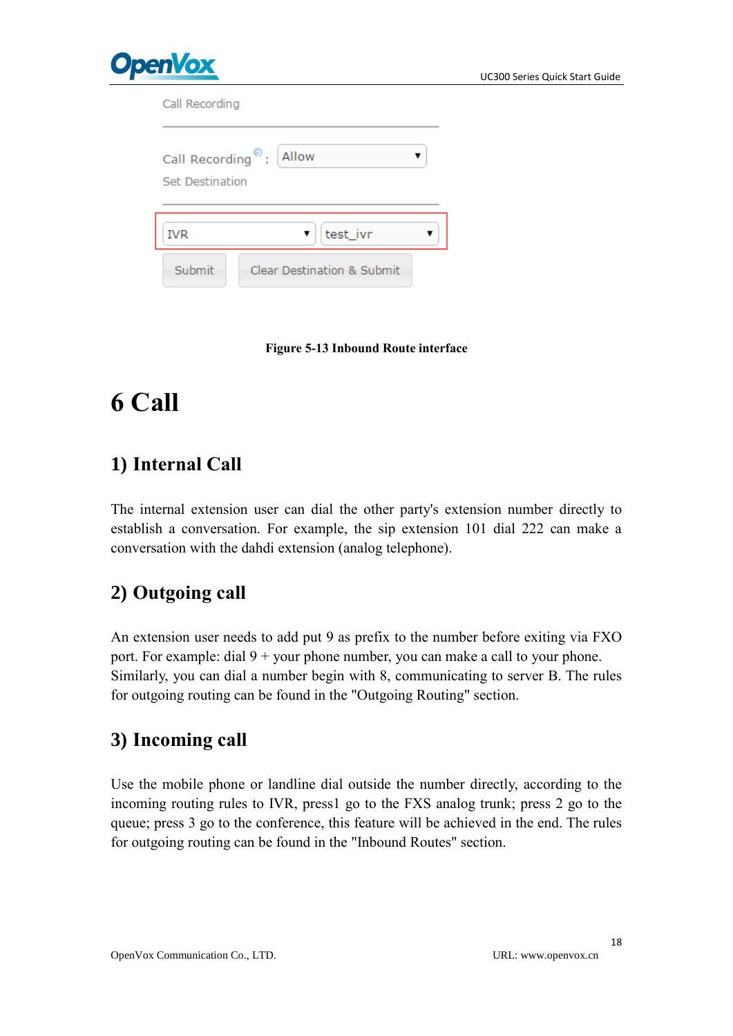Call Recording

Call Recording : Allow

Set Destination

IVR test_ivr

Submit Clear Destination & Submit

**Figure 5-13 Inbound Route interface**

# 6 Call

## 1) Internal Call

The internal extension user can dial the other party's extension number directly to establish a conversation. For example, the sip extension 101 dial 222 can make a conversation with the dahdi extension (analog telephone).

## 2) Outgoing call

An extension user needs to add put 9 as prefix to the number before exiting via FXO port. For example: dial 9 + your phone number, you can make a call to your phone. Similarly, you can dial a number begin with 8, communicating to server B. The rules for outgoing routing can be found in the "Outgoing Routing" section.

## 3) Incoming call

Use the mobile phone or landline dial outside the number directly, according to the incoming routing rules to IVR, press1 go to the FXS analog trunk; press 2 go to the queue; press 3 go to the conference, this feature will be achieved in the end. The rules for outgoing routing can be found in the "Inbound Routes" section.